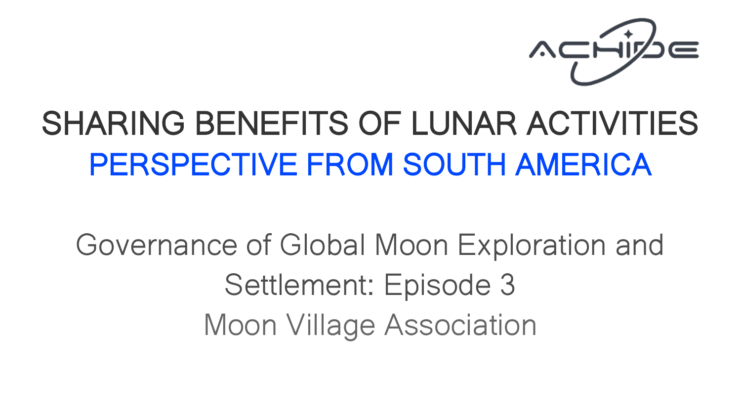# SHARING BENEFITS OF LUNAR ACTIVITIES

## PERSPECTIVE FROM SOUTH AMERICA

Governance of Global Moon Exploration and Settlement: Episode 3

Moon Village Association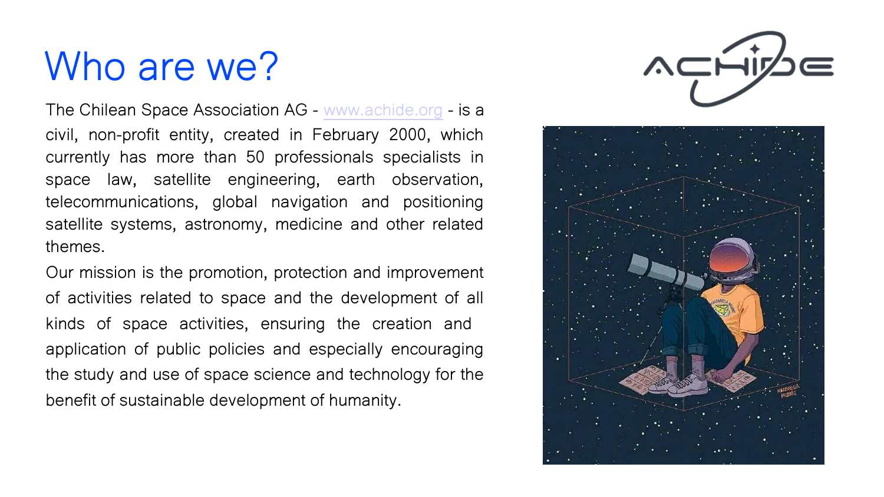# Who are we?

The Chilean Space Association AG - www.achide.org - is a civil, non-profit entity, created in February 2000, which currently has more than 50 professionals specialists in space law, satellite engineering, earth observation, telecommunications, global navigation and positioning satellite systems, astronomy, medicine and other related themes.

Our mission is the promotion, protection and improvement of activities related to space and the development of all kinds of space activities, ensuring the creation and application of public policies and especially encouraging the study and use of space science and technology for the benefit of sustainable development of humanity.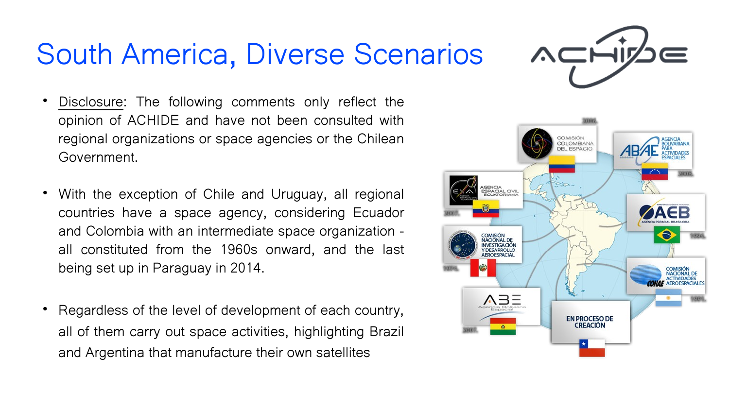# South America, Diverse Scenarios

- Disclosure: The following comments only reflect the opinion of ACHIDE and have not been consulted with regional organizations or space agencies or the Chilean Government.
- With the exception of Chile and Uruguay, all regional countries have a space agency, considering Ecuador and Colombia with an intermediate space organization - all constituted from the 1960s onward, and the last being set up in Paraguay in 2014.
- Regardless of the level of development of each country, all of them carry out space activities, highlighting Brazil and Argentina that manufacture their own satellites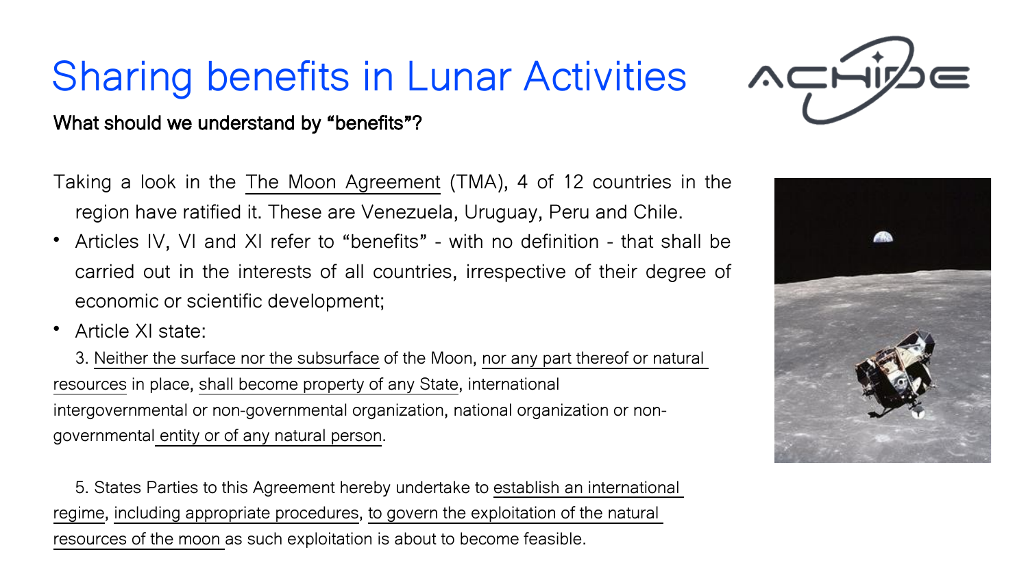# Sharing benefits in Lunar Activities

**What should we understand by "benefits"?**

Taking a look in the The Moon Agreement (TMA), 4 of 12 countries in the region have ratified it. These are Venezuela, Uruguay, Peru and Chile.

- Articles IV, VI and XI refer to "benefits" - with no definition - that shall be carried out in the interests of all countries, irrespective of their degree of economic or scientific development;
- Article XI state:

3. Neither the surface nor the subsurface of the Moon, nor any part thereof or natural resources in place, shall become property of any State, international intergovernmental or non-governmental organization, national organization or non-governmental entity or of any natural person.

5. States Parties to this Agreement hereby undertake to establish an international regime, including appropriate procedures, to govern the exploitation of the natural resources of the moon as such exploitation is about to become feasible.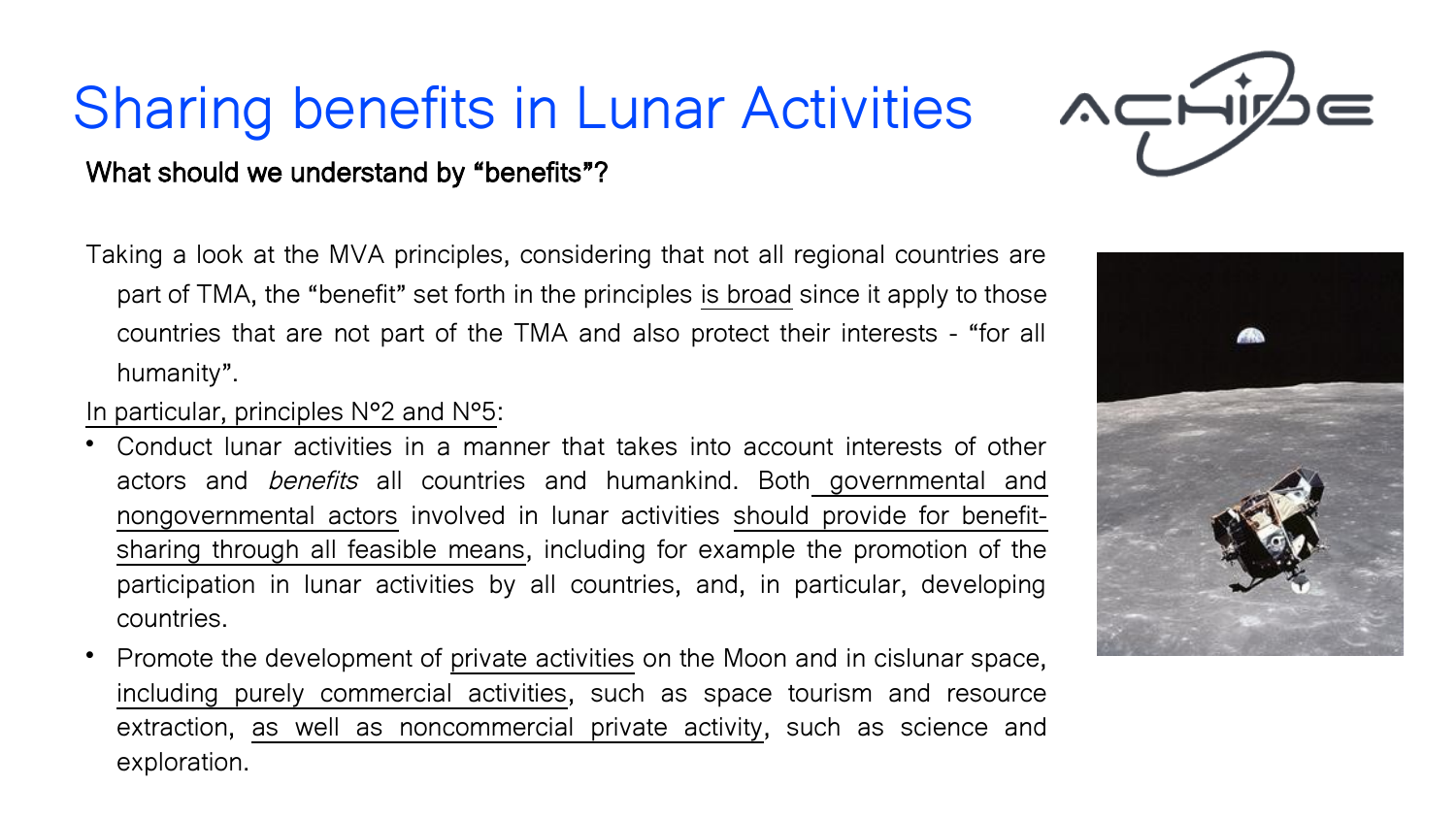# Sharing benefits in Lunar Activities

**What should we understand by "benefits"?**

Taking a look at the MVA principles, considering that not all regional countries are part of TMA, the "benefit" set forth in the principles is broad since it apply to those countries that are not part of the TMA and also protect their interests - "for all humanity".

In particular, principles N°2 and N°5:

- Conduct lunar activities in a manner that takes into account interests of other actors and *benefits* all countries and humankind. Both governmental and nongovernmental actors involved in lunar activities should provide for benefit-sharing through all feasible means, including for example the promotion of the participation in lunar activities by all countries, and, in particular, developing countries.
- Promote the development of private activities on the Moon and in cislunar space, including purely commercial activities, such as space tourism and resource extraction, as well as noncommercial private activity, such as science and exploration.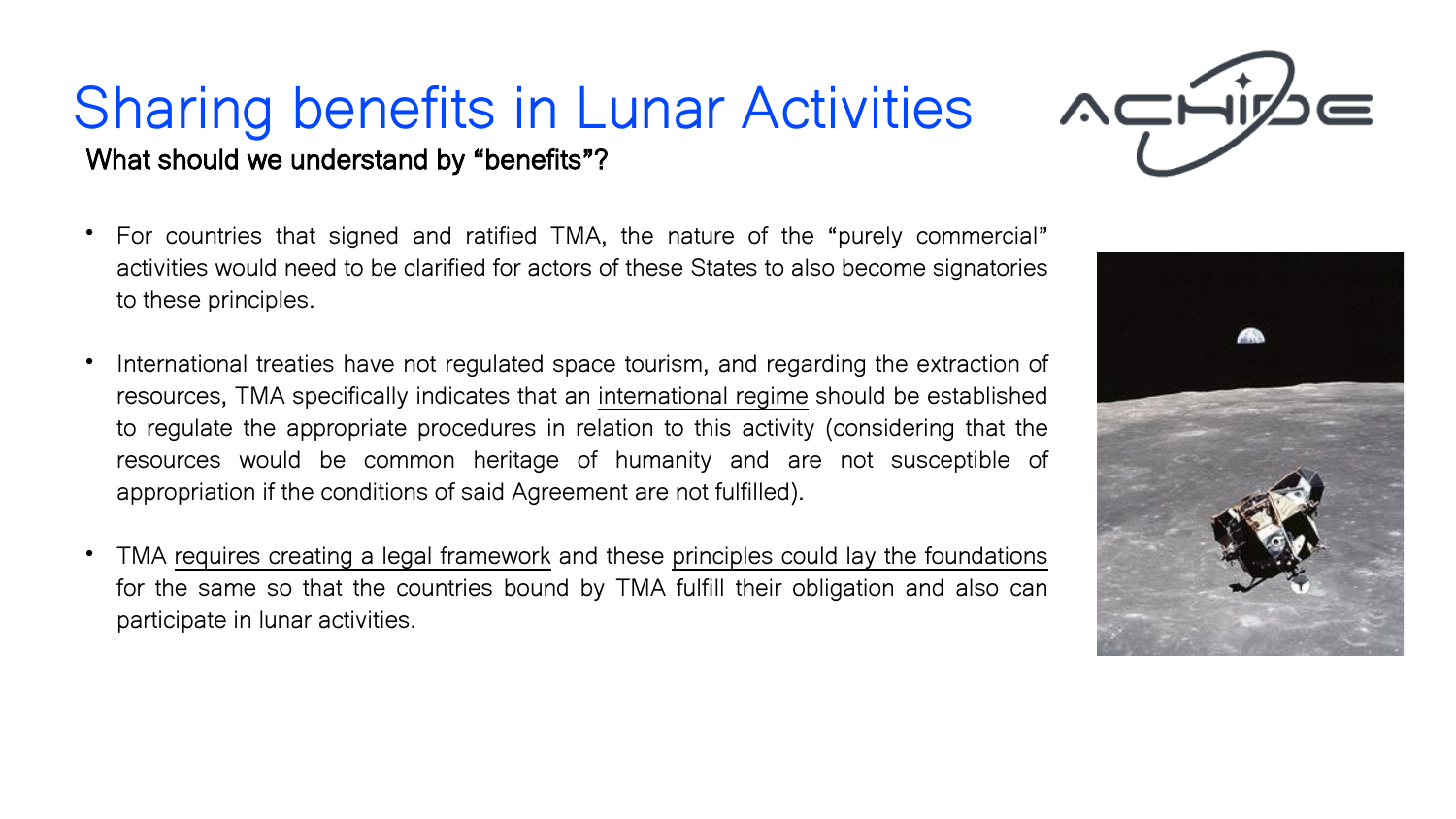# Sharing benefits in Lunar Activities

**What should we understand by "benefits"?**

- For countries that signed and ratified TMA, the nature of the "purely commercial" activities would need to be clarified for actors of these States to also become signatories to these principles.

- International treaties have not regulated space tourism, and regarding the extraction of resources, TMA specifically indicates that an international regime should be established to regulate the appropriate procedures in relation to this activity (considering that the resources would be common heritage of humanity and are not susceptible of appropriation if the conditions of said Agreement are not fulfilled).

- TMA requires creating a legal framework and these principles could lay the foundations for the same so that the countries bound by TMA fulfill their obligation and also can participate in lunar activities.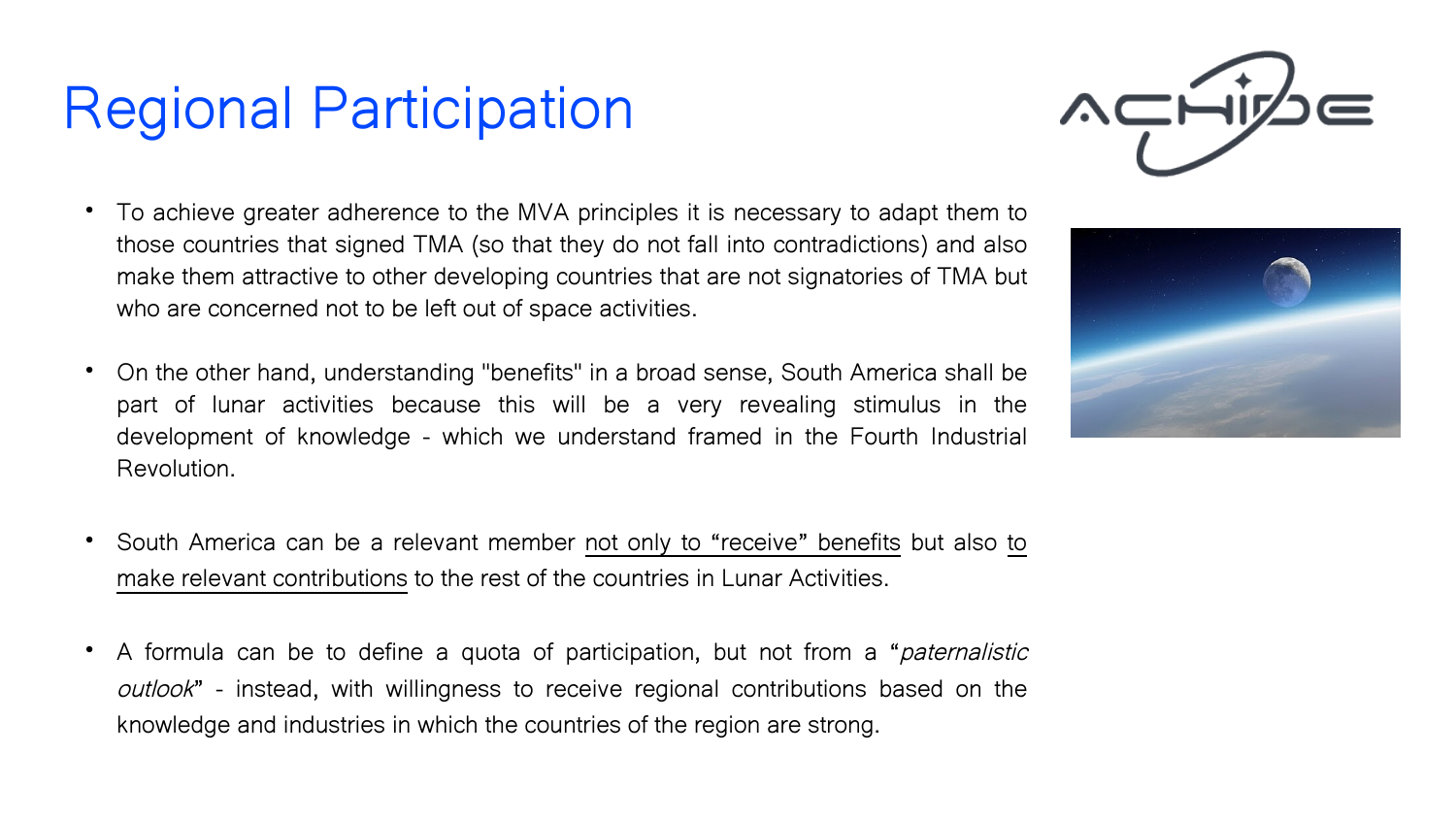# Regional Participation

- To achieve greater adherence to the MVA principles it is necessary to adapt them to those countries that signed TMA (so that they do not fall into contradictions) and also make them attractive to other developing countries that are not signatories of TMA but who are concerned not to be left out of space activities.

- On the other hand, understanding "benefits" in a broad sense, South America shall be part of lunar activities because this will be a very revealing stimulus in the development of knowledge - which we understand framed in the Fourth Industrial Revolution.

- South America can be a relevant member not only to “receive” benefits but also to make relevant contributions to the rest of the countries in Lunar Activities.

- A formula can be to define a quota of participation, but not from a “*paternalistic outlook*” - instead, with willingness to receive regional contributions based on the knowledge and industries in which the countries of the region are strong.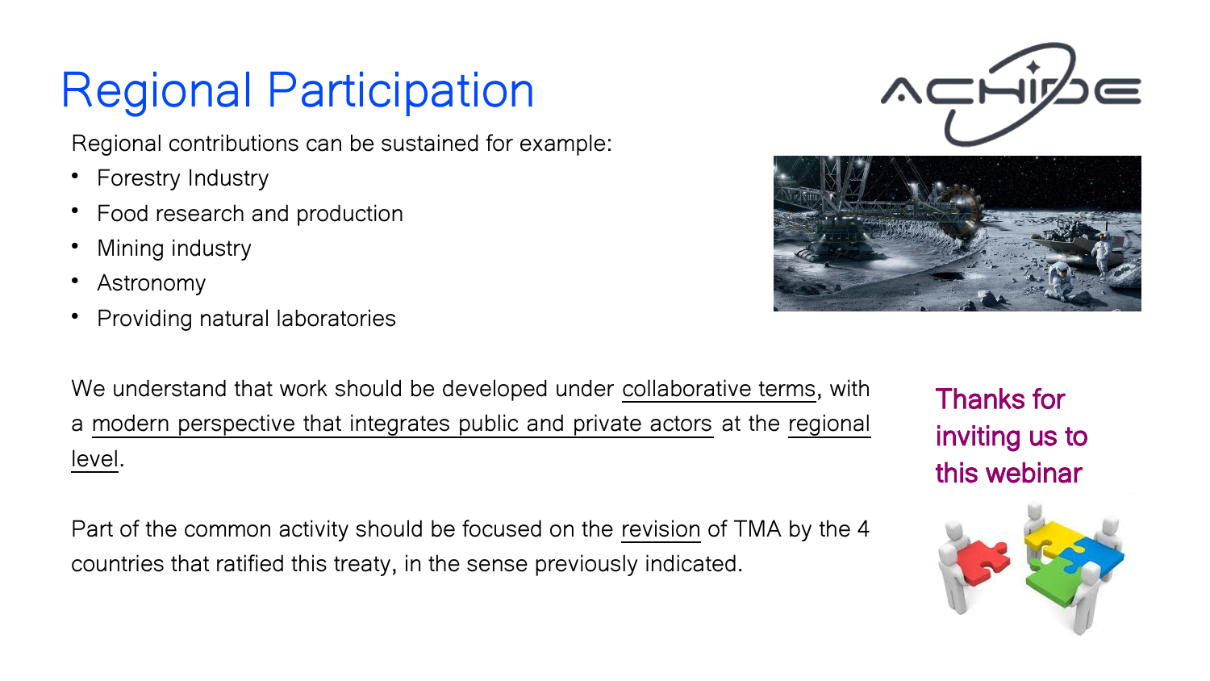# Regional Participation

Regional contributions can be sustained for example:

- Forestry Industry
- Food research and production
- Mining industry
- Astronomy
- Providing natural laboratories

We understand that work should be developed under collaborative terms, with a modern perspective that integrates public and private actors at the regional level.

Part of the common activity should be focused on the revision of TMA by the 4 countries that ratified this treaty, in the sense previously indicated.

Thanks for inviting us to this webinar